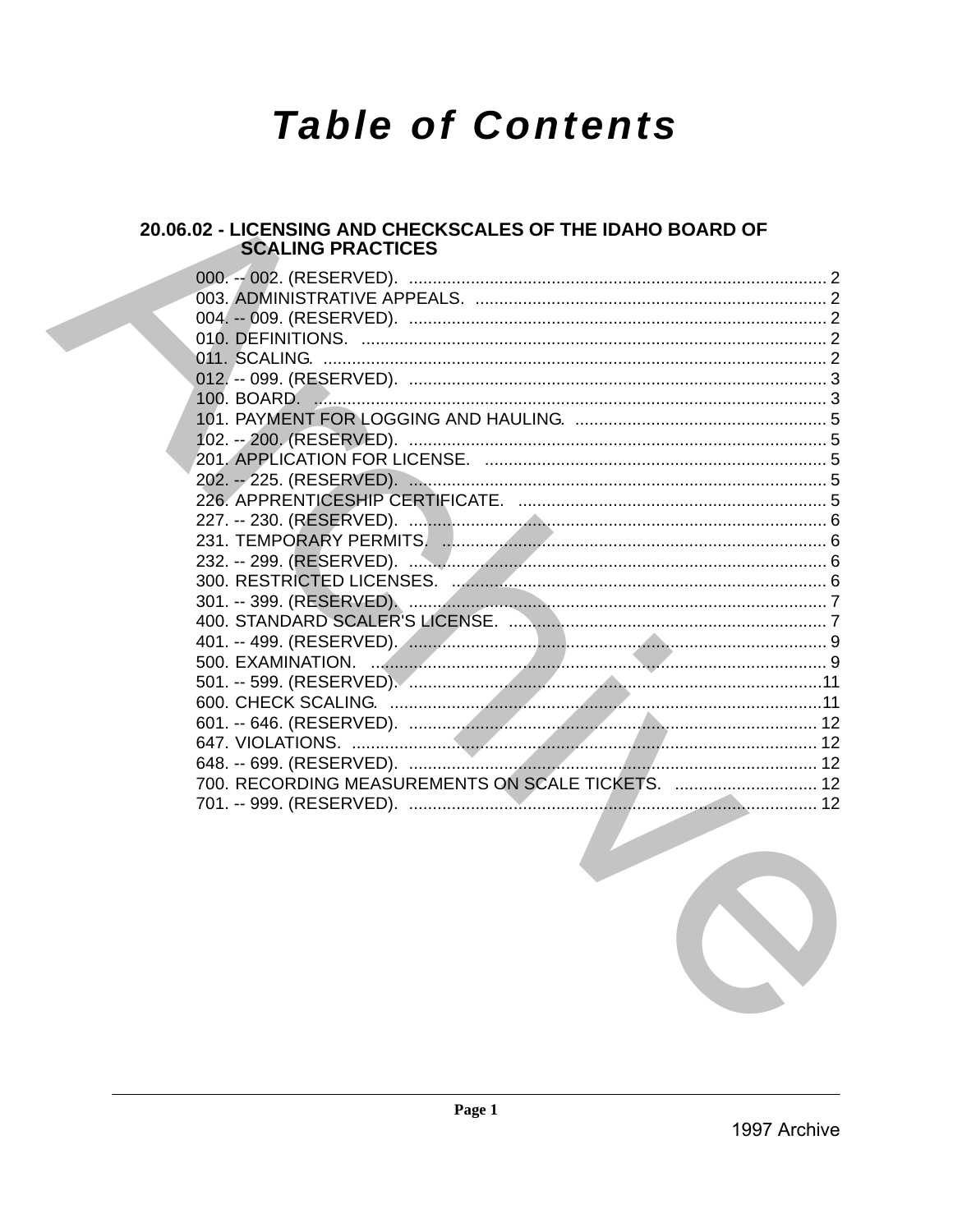# Table of Contents

## 20.06.02 - LICENSING AND CHECKSCALES OF THE IDAHO BOARD OF SCALING PRACTICES

000. -- 002. (RESERVED). .......... 2
003. ADMINISTRATIVE APPEALS. .......... 2
004. -- 009. (RESERVED). .......... 2
010. DEFINITIONS. .......... 2
011. SCALING. .......... 2
012. -- 099. (RESERVED). .......... 3
100. BOARD. .......... 3
101. PAYMENT FOR LOGGING AND HAULING. .......... 5
102. -- 200. (RESERVED). .......... 5
201. APPLICATION FOR LICENSE. .......... 5
202. -- 225. (RESERVED). .......... 5
226. APPRENTICESHIP CERTIFICATE. .......... 5
227. -- 230. (RESERVED). .......... 6
231. TEMPORARY PERMITS. .......... 6
232. -- 299. (RESERVED). .......... 6
300. RESTRICTED LICENSES. .......... 6
301. -- 399. (RESERVED). .......... 7
400. STANDARD SCALER'S LICENSE. .......... 7
401. -- 499. (RESERVED). .......... 9
500. EXAMINATION. .......... 9
501. -- 599. (RESERVED). .......... 11
600. CHECK SCALING. .......... 11
601. -- 646. (RESERVED). .......... 12
647. VIOLATIONS. .......... 12
648. -- 699. (RESERVED). .......... 12
700. RECORDING MEASUREMENTS ON SCALE TICKETS. .......... 12
701. -- 999. (RESERVED). .......... 12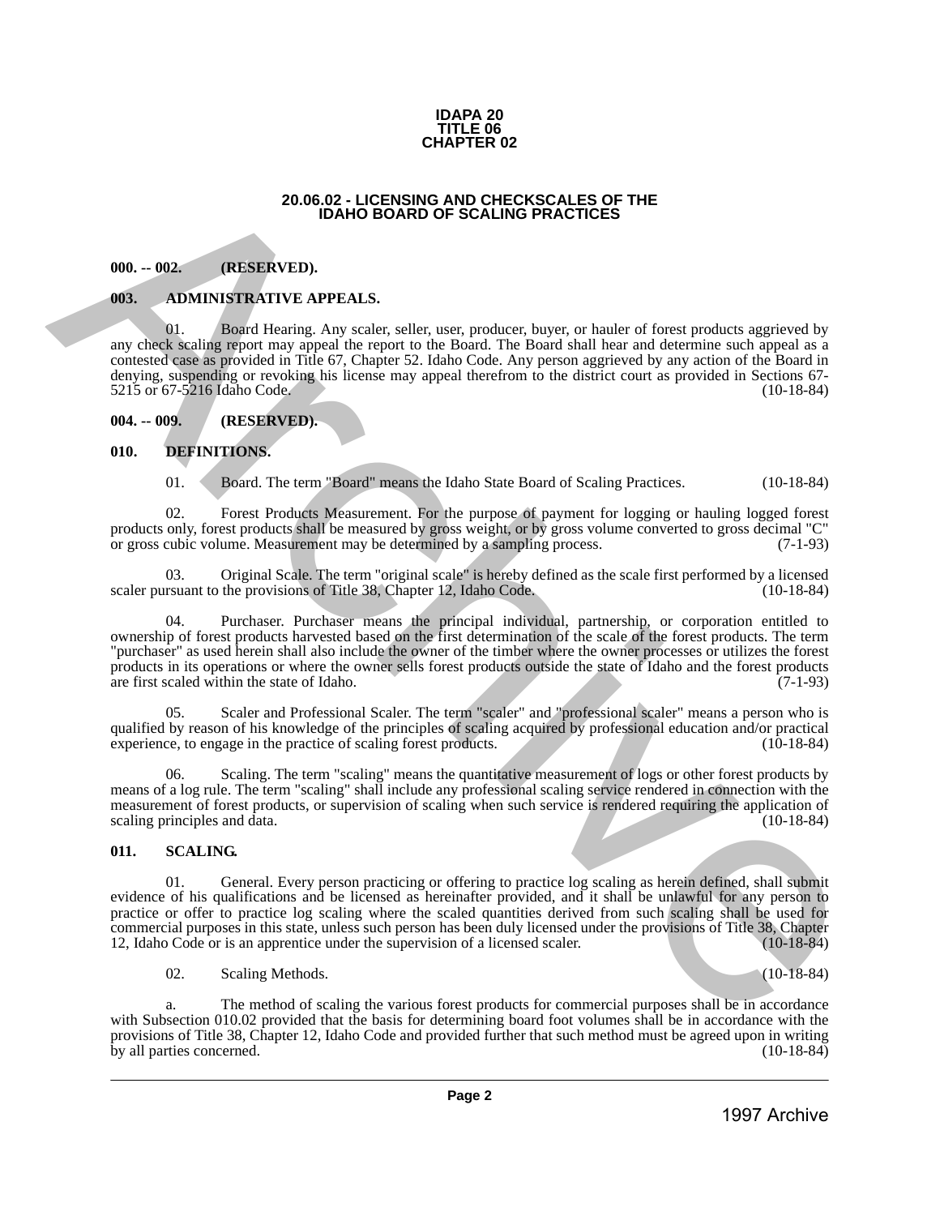**IDAPA 20**
**TITLE 06**
**CHAPTER 02**

# 20.06.02 - LICENSING AND CHECKSCALES OF THE IDAHO BOARD OF SCALING PRACTICES

**000. -- 002. (RESERVED).**

**003. ADMINISTRATIVE APPEALS.**

01. Board Hearing. Any scaler, seller, user, producer, buyer, or hauler of forest products aggrieved by any check scaling report may appeal the report to the Board. The Board shall hear and determine such appeal as a contested case as provided in Title 67, Chapter 52. Idaho Code. Any person aggrieved by any action of the Board in denying, suspending or revoking his license may appeal therefrom to the district court as provided in Sections 67-5215 or 67-5216 Idaho Code. (10-18-84)

**004. -- 009. (RESERVED).**

**010. DEFINITIONS.**

01. Board. The term "Board" means the Idaho State Board of Scaling Practices. (10-18-84)

02. Forest Products Measurement. For the purpose of payment for logging or hauling logged forest products only, forest products shall be measured by gross weight, or by gross volume converted to gross decimal "C" or gross cubic volume. Measurement may be determined by a sampling process. (7-1-93)

03. Original Scale. The term "original scale" is hereby defined as the scale first performed by a licensed scaler pursuant to the provisions of Title 38, Chapter 12, Idaho Code. (10-18-84)

04. Purchaser. Purchaser means the principal individual, partnership, or corporation entitled to ownership of forest products harvested based on the first determination of the scale of the forest products. The term "purchaser" as used herein shall also include the owner of the timber where the owner processes or utilizes the forest products in its operations or where the owner sells forest products outside the state of Idaho and the forest products are first scaled within the state of Idaho. (7-1-93)

05. Scaler and Professional Scaler. The term "scaler" and "professional scaler" means a person who is qualified by reason of his knowledge of the principles of scaling acquired by professional education and/or practical experience, to engage in the practice of scaling forest products. (10-18-84)

06. Scaling. The term "scaling" means the quantitative measurement of logs or other forest products by means of a log rule. The term "scaling" shall include any professional scaling service rendered in connection with the measurement of forest products, or supervision of scaling when such service is rendered requiring the application of scaling principles and data. (10-18-84)

**011. SCALING.**

01. General. Every person practicing or offering to practice log scaling as herein defined, shall submit evidence of his qualifications and be licensed as hereinafter provided, and it shall be unlawful for any person to practice or offer to practice log scaling where the scaled quantities derived from such scaling shall be used for commercial purposes in this state, unless such person has been duly licensed under the provisions of Title 38, Chapter 12, Idaho Code or is an apprentice under the supervision of a licensed scaler. (10-18-84)

02. Scaling Methods. (10-18-84)

a. The method of scaling the various forest products for commercial purposes shall be in accordance with Subsection 010.02 provided that the basis for determining board foot volumes shall be in accordance with the provisions of Title 38, Chapter 12, Idaho Code and provided further that such method must be agreed upon in writing by all parties concerned. (10-18-84)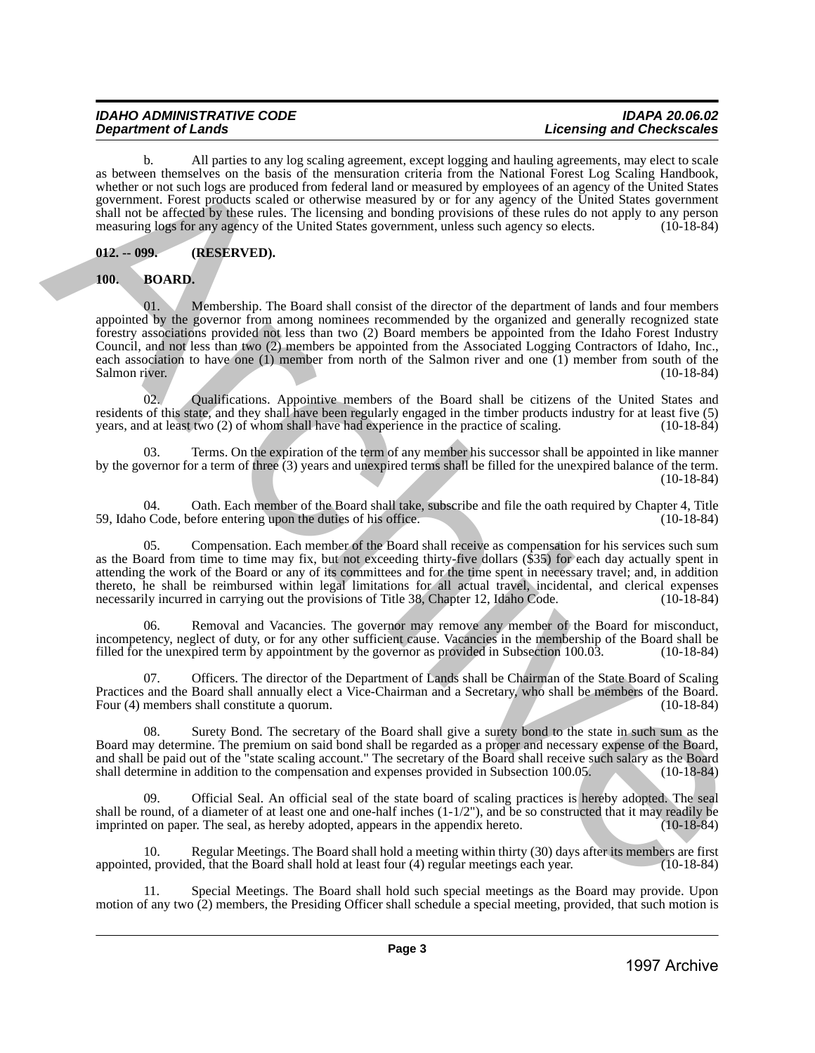b. All parties to any log scaling agreement, except logging and hauling agreements, may elect to scale as between themselves on the basis of the mensuration criteria from the National Forest Log Scaling Handbook, whether or not such logs are produced from federal land or measured by employees of an agency of the United States government. Forest products scaled or otherwise measured by or for any agency of the United States government shall not be affected by these rules. The licensing and bonding provisions of these rules do not apply to any person measuring logs for any agency of the United States government, unless such agency so elects. (10-18-84)

**012. -- 099. (RESERVED).**

**100. BOARD.**

01. Membership. The Board shall consist of the director of the department of lands and four members appointed by the governor from among nominees recommended by the organized and generally recognized state forestry associations provided not less than two (2) Board members be appointed from the Idaho Forest Industry Council, and not less than two (2) members be appointed from the Associated Logging Contractors of Idaho, Inc., each association to have one (1) member from north of the Salmon river and one (1) member from south of the Salmon river. (10-18-84)

02. Qualifications. Appointive members of the Board shall be citizens of the United States and residents of this state, and they shall have been regularly engaged in the timber products industry for at least five (5) years, and at least two (2) of whom shall have had experience in the practice of scaling. (10-18-84)

03. Terms. On the expiration of the term of any member his successor shall be appointed in like manner by the governor for a term of three (3) years and unexpired terms shall be filled for the unexpired balance of the term. (10-18-84)

04. Oath. Each member of the Board shall take, subscribe and file the oath required by Chapter 4, Title 59, Idaho Code, before entering upon the duties of his office. (10-18-84)

05. Compensation. Each member of the Board shall receive as compensation for his services such sum as the Board from time to time may fix, but not exceeding thirty-five dollars ($35) for each day actually spent in attending the work of the Board or any of its committees and for the time spent in necessary travel; and, in addition thereto, he shall be reimbursed within legal limitations for all actual travel, incidental, and clerical expenses necessarily incurred in carrying out the provisions of Title 38, Chapter 12, Idaho Code. (10-18-84)

06. Removal and Vacancies. The governor may remove any member of the Board for misconduct, incompetency, neglect of duty, or for any other sufficient cause. Vacancies in the membership of the Board shall be filled for the unexpired term by appointment by the governor as provided in Subsection 100.03. (10-18-84)

07. Officers. The director of the Department of Lands shall be Chairman of the State Board of Scaling Practices and the Board shall annually elect a Vice-Chairman and a Secretary, who shall be members of the Board. Four (4) members shall constitute a quorum. (10-18-84)

08. Surety Bond. The secretary of the Board shall give a surety bond to the state in such sum as the Board may determine. The premium on said bond shall be regarded as a proper and necessary expense of the Board, and shall be paid out of the "state scaling account." The secretary of the Board shall receive such salary as the Board shall determine in addition to the compensation and expenses provided in Subsection 100.05. (10-18-84)

09. Official Seal. An official seal of the state board of scaling practices is hereby adopted. The seal shall be round, of a diameter of at least one and one-half inches (1-1/2"), and be so constructed that it may readily be imprinted on paper. The seal, as hereby adopted, appears in the appendix hereto. (10-18-84)

10. Regular Meetings. The Board shall hold a meeting within thirty (30) days after its members are first appointed, provided, that the Board shall hold at least four (4) regular meetings each year. (10-18-84)

11. Special Meetings. The Board shall hold such special meetings as the Board may provide. Upon motion of any two (2) members, the Presiding Officer shall schedule a special meeting, provided, that such motion is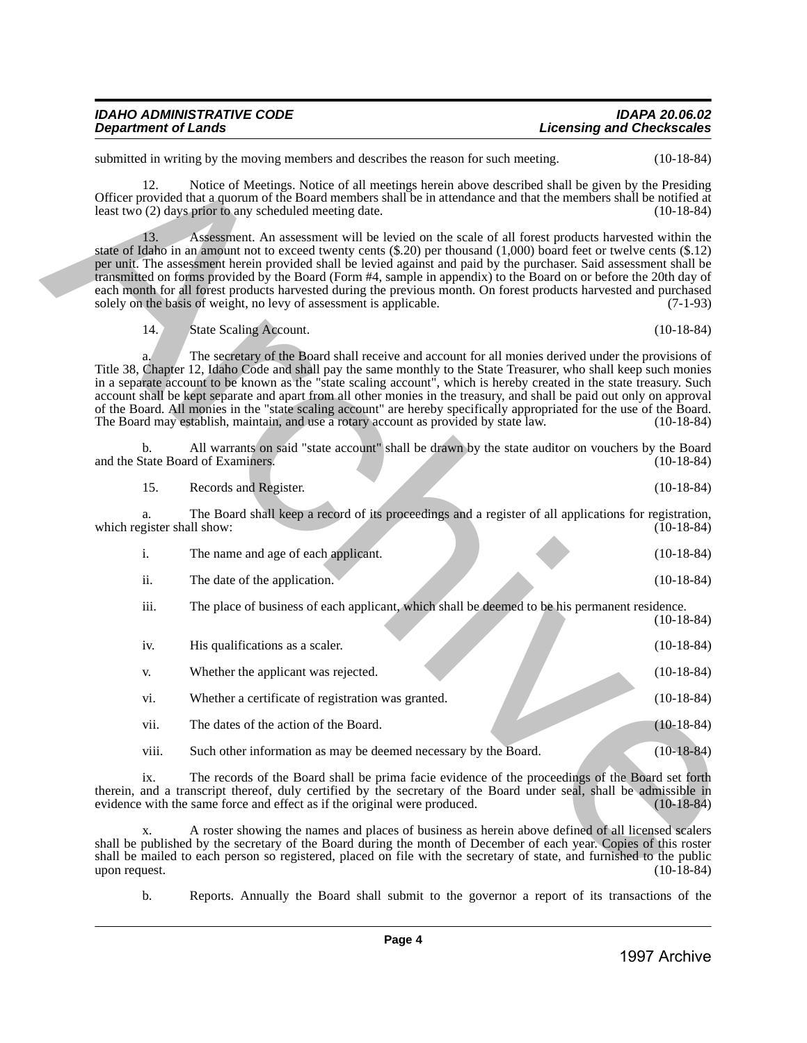submitted in writing by the moving members and describes the reason for such meeting. (10-18-84)

12. Notice of Meetings. Notice of all meetings herein above described shall be given by the Presiding Officer provided that a quorum of the Board members shall be in attendance and that the members shall be notified at least two (2) days prior to any scheduled meeting date. (10-18-84)

13. Assessment. An assessment will be levied on the scale of all forest products harvested within the state of Idaho in an amount not to exceed twenty cents ($.20) per thousand (1,000) board feet or twelve cents ($.12) per unit. The assessment herein provided shall be levied against and paid by the purchaser. Said assessment shall be transmitted on forms provided by the Board (Form #4, sample in appendix) to the Board on or before the 20th day of each month for all forest products harvested during the previous month. On forest products harvested and purchased solely on the basis of weight, no levy of assessment is applicable. (7-1-93)

14. State Scaling Account. (10-18-84)

a. The secretary of the Board shall receive and account for all monies derived under the provisions of Title 38, Chapter 12, Idaho Code and shall pay the same monthly to the State Treasurer, who shall keep such monies in a separate account to be known as the "state scaling account", which is hereby created in the state treasury. Such account shall be kept separate and apart from all other monies in the treasury, and shall be paid out only on approval of the Board. All monies in the "state scaling account" are hereby specifically appropriated for the use of the Board. The Board may establish, maintain, and use a rotary account as provided by state law. (10-18-84)

b. All warrants on said "state account" shall be drawn by the state auditor on vouchers by the Board and the State Board of Examiners. (10-18-84)

15. Records and Register. (10-18-84)

a. The Board shall keep a record of its proceedings and a register of all applications for registration, which register shall show: (10-18-84)

i. The name and age of each applicant. (10-18-84)

ii. The date of the application. (10-18-84)

iii. The place of business of each applicant, which shall be deemed to be his permanent residence. (10-18-84)

iv. His qualifications as a scaler. (10-18-84)

v. Whether the applicant was rejected. (10-18-84)

vi. Whether a certificate of registration was granted. (10-18-84)

vii. The dates of the action of the Board. (10-18-84)

viii. Such other information as may be deemed necessary by the Board. (10-18-84)

ix. The records of the Board shall be prima facie evidence of the proceedings of the Board set forth therein, and a transcript thereof, duly certified by the secretary of the Board under seal, shall be admissible in evidence with the same force and effect as if the original were produced. (10-18-84)

x. A roster showing the names and places of business as herein above defined of all licensed scalers shall be published by the secretary of the Board during the month of December of each year. Copies of this roster shall be mailed to each person so registered, placed on file with the secretary of state, and furnished to the public upon request. (10-18-84)

b. Reports. Annually the Board shall submit to the governor a report of its transactions of the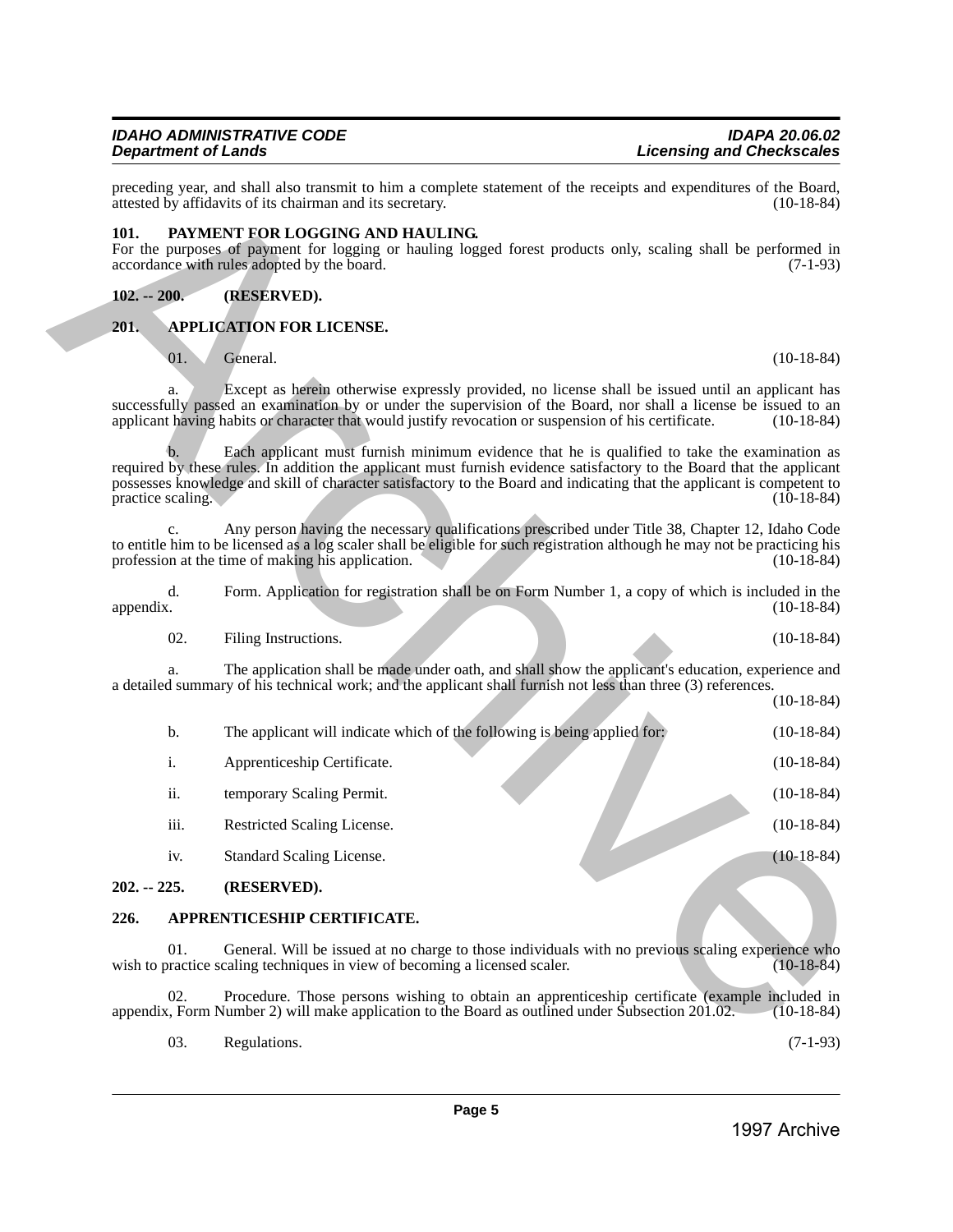preceding year, and shall also transmit to him a complete statement of the receipts and expenditures of the Board, attested by affidavits of its chairman and its secretary. (10-18-84)

**101. PAYMENT FOR LOGGING AND HAULING.**

For the purposes of payment for logging or hauling logged forest products only, scaling shall be performed in accordance with rules adopted by the board. (7-1-93)

**102. -- 200. (RESERVED).**

**201. APPLICATION FOR LICENSE.**

01. General. (10-18-84)

a. Except as herein otherwise expressly provided, no license shall be issued until an applicant has successfully passed an examination by or under the supervision of the Board, nor shall a license be issued to an applicant having habits or character that would justify revocation or suspension of his certificate. (10-18-84)

b. Each applicant must furnish minimum evidence that he is qualified to take the examination as required by these rules. In addition the applicant must furnish evidence satisfactory to the Board that the applicant possesses knowledge and skill of character satisfactory to the Board and indicating that the applicant is competent to practice scaling. (10-18-84)

c. Any person having the necessary qualifications prescribed under Title 38, Chapter 12, Idaho Code to entitle him to be licensed as a log scaler shall be eligible for such registration although he may not be practicing his profession at the time of making his application. (10-18-84)

d. Form. Application for registration shall be on Form Number 1, a copy of which is included in the appendix. (10-18-84)

02. Filing Instructions. (10-18-84)

a. The application shall be made under oath, and shall show the applicant's education, experience and a detailed summary of his technical work; and the applicant shall furnish not less than three (3) references. (10-18-84)

b. The applicant will indicate which of the following is being applied for: (10-18-84)

i. Apprenticeship Certificate. (10-18-84)

ii. temporary Scaling Permit. (10-18-84)

iii. Restricted Scaling License. (10-18-84)

iv. Standard Scaling License. (10-18-84)

**202. -- 225. (RESERVED).**

**226. APPRENTICESHIP CERTIFICATE.**

01. General. Will be issued at no charge to those individuals with no previous scaling experience who wish to practice scaling techniques in view of becoming a licensed scaler. (10-18-84)

02. Procedure. Those persons wishing to obtain an apprenticeship certificate (example included in appendix, Form Number 2) will make application to the Board as outlined under Subsection 201.02. (10-18-84)

03. Regulations. (7-1-93)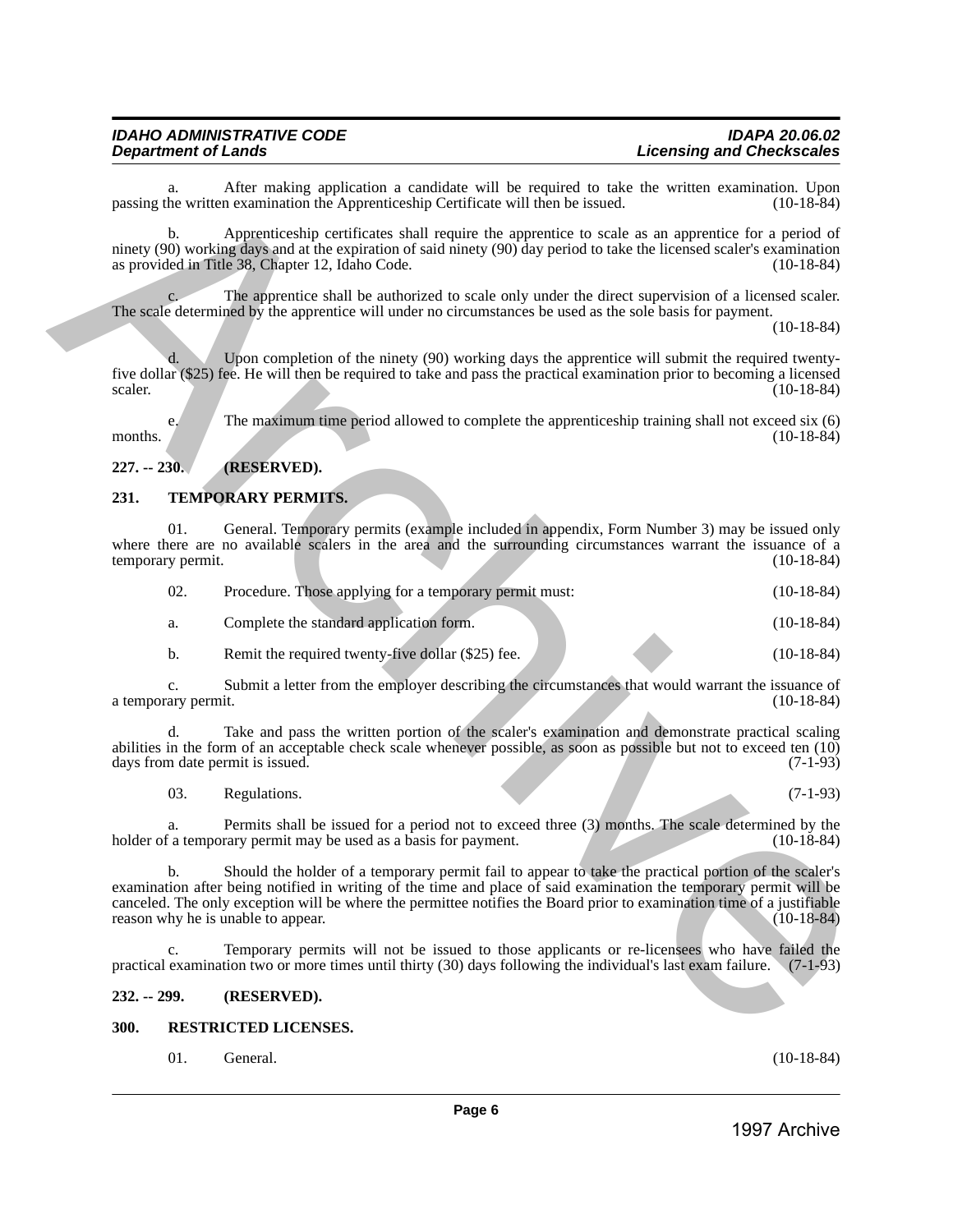a. After making application a candidate will be required to take the written examination. Upon passing the written examination the Apprenticeship Certificate will then be issued. (10-18-84)

b. Apprenticeship certificates shall require the apprentice to scale as an apprentice for a period of ninety (90) working days and at the expiration of said ninety (90) day period to take the licensed scaler's examination as provided in Title 38, Chapter 12, Idaho Code. (10-18-84)

c. The apprentice shall be authorized to scale only under the direct supervision of a licensed scaler. The scale determined by the apprentice will under no circumstances be used as the sole basis for payment. (10-18-84)

d. Upon completion of the ninety (90) working days the apprentice will submit the required twenty-five dollar ($25) fee. He will then be required to take and pass the practical examination prior to becoming a licensed scaler. (10-18-84)

e. The maximum time period allowed to complete the apprenticeship training shall not exceed six (6) months. (10-18-84)

### 227. -- 230. (RESERVED).

### 231. TEMPORARY PERMITS.

01. General. Temporary permits (example included in appendix, Form Number 3) may be issued only where there are no available scalers in the area and the surrounding circumstances warrant the issuance of a temporary permit. (10-18-84)

02. Procedure. Those applying for a temporary permit must: (10-18-84)

a. Complete the standard application form. (10-18-84)

b. Remit the required twenty-five dollar ($25) fee. (10-18-84)

c. Submit a letter from the employer describing the circumstances that would warrant the issuance of a temporary permit. (10-18-84)

d. Take and pass the written portion of the scaler's examination and demonstrate practical scaling abilities in the form of an acceptable check scale whenever possible, as soon as possible but not to exceed ten (10) days from date permit is issued. (7-1-93)

03. Regulations. (7-1-93)

a. Permits shall be issued for a period not to exceed three (3) months. The scale determined by the holder of a temporary permit may be used as a basis for payment. (10-18-84)

b. Should the holder of a temporary permit fail to appear to take the practical portion of the scaler's examination after being notified in writing of the time and place of said examination the temporary permit will be canceled. The only exception will be where the permittee notifies the Board prior to examination time of a justifiable reason why he is unable to appear. (10-18-84)

c. Temporary permits will not be issued to those applicants or re-licensees who have failed the practical examination two or more times until thirty (30) days following the individual's last exam failure. (7-1-93)

### 232. -- 299. (RESERVED).

### 300. RESTRICTED LICENSES.

01. General. (10-18-84)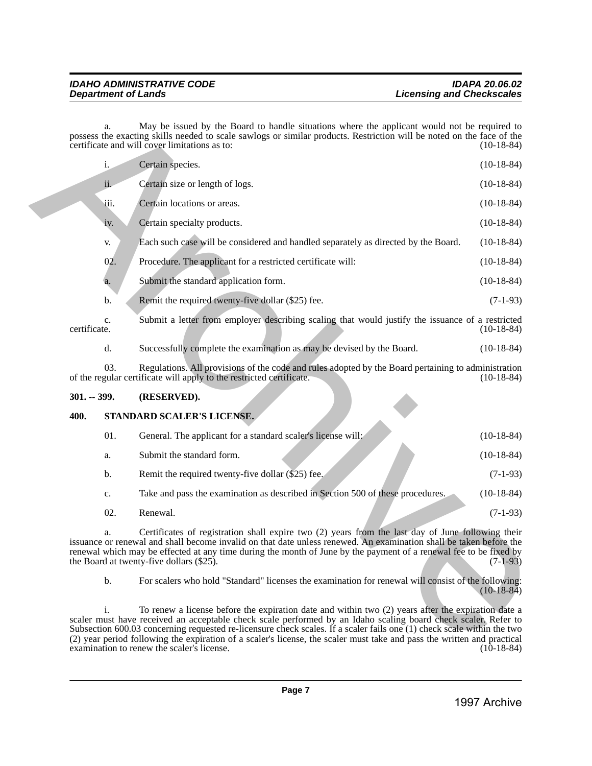a. May be issued by the Board to handle situations where the applicant would not be required to possess the exacting skills needed to scale sawlogs or similar products. Restriction will be noted on the face of the certificate and will cover limitations as to: (10-18-84)

i. Certain species. (10-18-84)

ii. Certain size or length of logs. (10-18-84)

iii. Certain locations or areas. (10-18-84)

iv. Certain specialty products. (10-18-84)

v. Each such case will be considered and handled separately as directed by the Board. (10-18-84)

02. Procedure. The applicant for a restricted certificate will: (10-18-84)

a. Submit the standard application form. (10-18-84)

b. Remit the required twenty-five dollar ($25) fee. (7-1-93)

c. Submit a letter from employer describing scaling that would justify the issuance of a restricted certificate. (10-18-84)

d. Successfully complete the examination as may be devised by the Board. (10-18-84)

03. Regulations. All provisions of the code and rules adopted by the Board pertaining to administration of the regular certificate will apply to the restricted certificate. (10-18-84)

**301. -- 399. (RESERVED).**

**400. STANDARD SCALER'S LICENSE.**

01. General. The applicant for a standard scaler's license will: (10-18-84)

a. Submit the standard form. (10-18-84)

b. Remit the required twenty-five dollar ($25) fee. (7-1-93)

c. Take and pass the examination as described in Section 500 of these procedures. (10-18-84)

02. Renewal. (7-1-93)

a. Certificates of registration shall expire two (2) years from the last day of June following their issuance or renewal and shall become invalid on that date unless renewed. An examination shall be taken before the renewal which may be effected at any time during the month of June by the payment of a renewal fee to be fixed by the Board at twenty-five dollars ($25). (7-1-93)

b. For scalers who hold "Standard" licenses the examination for renewal will consist of the following: (10-18-84)

i. To renew a license before the expiration date and within two (2) years after the expiration date a scaler must have received an acceptable check scale performed by an Idaho scaling board check scaler. Refer to Subsection 600.03 concerning requested re-licensure check scales. If a scaler fails one (1) check scale within the two (2) year period following the expiration of a scaler's license, the scaler must take and pass the written and practical examination to renew the scaler's license. (10-18-84)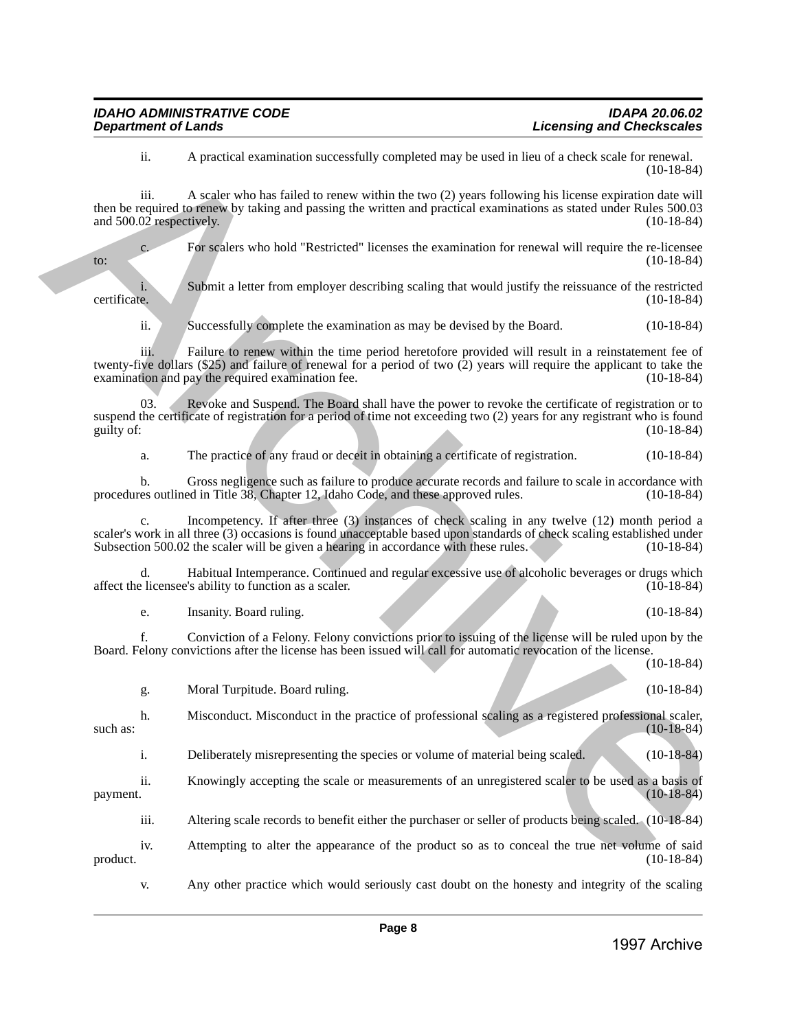ii. A practical examination successfully completed may be used in lieu of a check scale for renewal. (10-18-84)

iii. A scaler who has failed to renew within the two (2) years following his license expiration date will then be required to renew by taking and passing the written and practical examinations as stated under Rules 500.03 and 500.02 respectively. (10-18-84)

c. For scalers who hold "Restricted" licenses the examination for renewal will require the re-licensee to: (10-18-84)

i. Submit a letter from employer describing scaling that would justify the reissuance of the restricted certificate. (10-18-84)

ii. Successfully complete the examination as may be devised by the Board. (10-18-84)

iii. Failure to renew within the time period heretofore provided will result in a reinstatement fee of twenty-five dollars ($25) and failure of renewal for a period of two (2) years will require the applicant to take the examination and pay the required examination fee. (10-18-84)

03. Revoke and Suspend. The Board shall have the power to revoke the certificate of registration or to suspend the certificate of registration for a period of time not exceeding two (2) years for any registrant who is found guilty of: (10-18-84)

a. The practice of any fraud or deceit in obtaining a certificate of registration. (10-18-84)

b. Gross negligence such as failure to produce accurate records and failure to scale in accordance with procedures outlined in Title 38, Chapter 12, Idaho Code, and these approved rules. (10-18-84)

c. Incompetency. If after three (3) instances of check scaling in any twelve (12) month period a scaler's work in all three (3) occasions is found unacceptable based upon standards of check scaling established under Subsection 500.02 the scaler will be given a hearing in accordance with these rules. (10-18-84)

d. Habitual Intemperance. Continued and regular excessive use of alcoholic beverages or drugs which affect the licensee's ability to function as a scaler. (10-18-84)

e. Insanity. Board ruling. (10-18-84)

f. Conviction of a Felony. Felony convictions prior to issuing of the license will be ruled upon by the Board. Felony convictions after the license has been issued will call for automatic revocation of the license. (10-18-84)

g. Moral Turpitude. Board ruling. (10-18-84)

h. Misconduct. Misconduct in the practice of professional scaling as a registered professional scaler, such as: (10-18-84)

i. Deliberately misrepresenting the species or volume of material being scaled. (10-18-84)

ii. Knowingly accepting the scale or measurements of an unregistered scaler to be used as a basis of payment. (10-18-84)

iii. Altering scale records to benefit either the purchaser or seller of products being scaled. (10-18-84)

iv. Attempting to alter the appearance of the product so as to conceal the true net volume of said product. (10-18-84)

v. Any other practice which would seriously cast doubt on the honesty and integrity of the scaling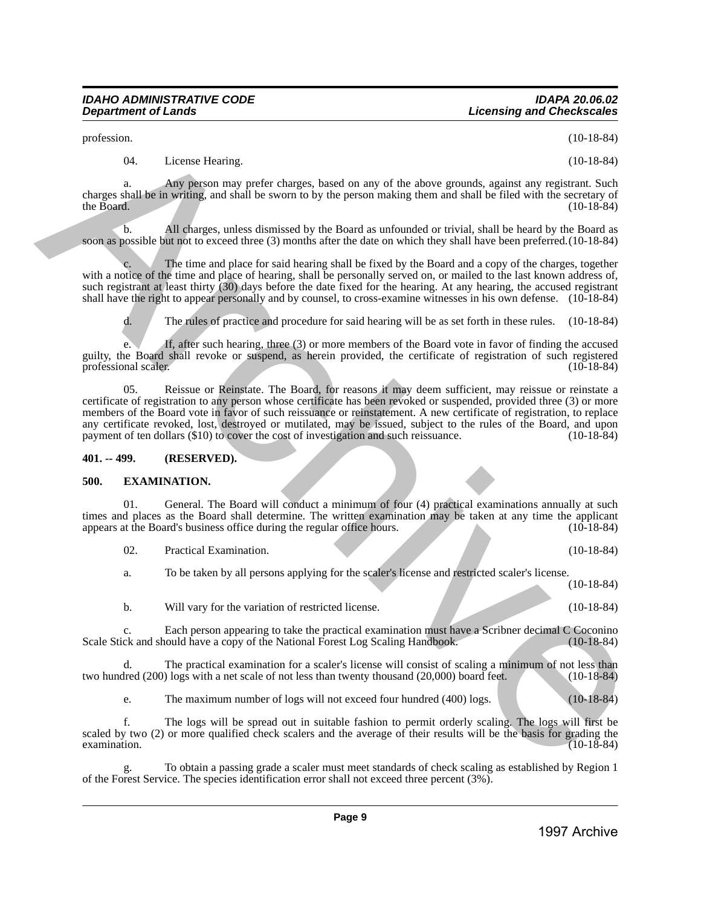profession. (10-18-84)

04. License Hearing. (10-18-84)

a. Any person may prefer charges, based on any of the above grounds, against any registrant. Such charges shall be in writing, and shall be sworn to by the person making them and shall be filed with the secretary of the Board. (10-18-84)

b. All charges, unless dismissed by the Board as unfounded or trivial, shall be heard by the Board as soon as possible but not to exceed three (3) months after the date on which they shall have been preferred. (10-18-84)

c. The time and place for said hearing shall be fixed by the Board and a copy of the charges, together with a notice of the time and place of hearing, shall be personally served on, or mailed to the last known address of, such registrant at least thirty (30) days before the date fixed for the hearing. At any hearing, the accused registrant shall have the right to appear personally and by counsel, to cross-examine witnesses in his own defense. (10-18-84)

d. The rules of practice and procedure for said hearing will be as set forth in these rules. (10-18-84)

e. If, after such hearing, three (3) or more members of the Board vote in favor of finding the accused guilty, the Board shall revoke or suspend, as herein provided, the certificate of registration of such registered professional scaler. (10-18-84)

05. Reissue or Reinstate. The Board, for reasons it may deem sufficient, may reissue or reinstate a certificate of registration to any person whose certificate has been revoked or suspended, provided three (3) or more members of the Board vote in favor of such reissuance or reinstatement. A new certificate of registration, to replace any certificate revoked, lost, destroyed or mutilated, may be issued, subject to the rules of the Board, and upon payment of ten dollars ($10) to cover the cost of investigation and such reissuance. (10-18-84)

**401. -- 499. (RESERVED).**

**500. EXAMINATION.**

01. General. The Board will conduct a minimum of four (4) practical examinations annually at such times and places as the Board shall determine. The written examination may be taken at any time the applicant appears at the Board's business office during the regular office hours. (10-18-84)

02. Practical Examination. (10-18-84)

a. To be taken by all persons applying for the scaler's license and restricted scaler's license. (10-18-84)

b. Will vary for the variation of restricted license. (10-18-84)

c. Each person appearing to take the practical examination must have a Scribner decimal C Coconino Scale Stick and should have a copy of the National Forest Log Scaling Handbook. (10-18-84)

d. The practical examination for a scaler's license will consist of scaling a minimum of not less than two hundred (200) logs with a net scale of not less than twenty thousand (20,000) board feet. (10-18-84)

e. The maximum number of logs will not exceed four hundred (400) logs. (10-18-84)

f. The logs will be spread out in suitable fashion to permit orderly scaling. The logs will first be scaled by two (2) or more qualified check scalers and the average of their results will be the basis for grading the examination. (10-18-84)

g. To obtain a passing grade a scaler must meet standards of check scaling as established by Region 1 of the Forest Service. The species identification error shall not exceed three percent (3%).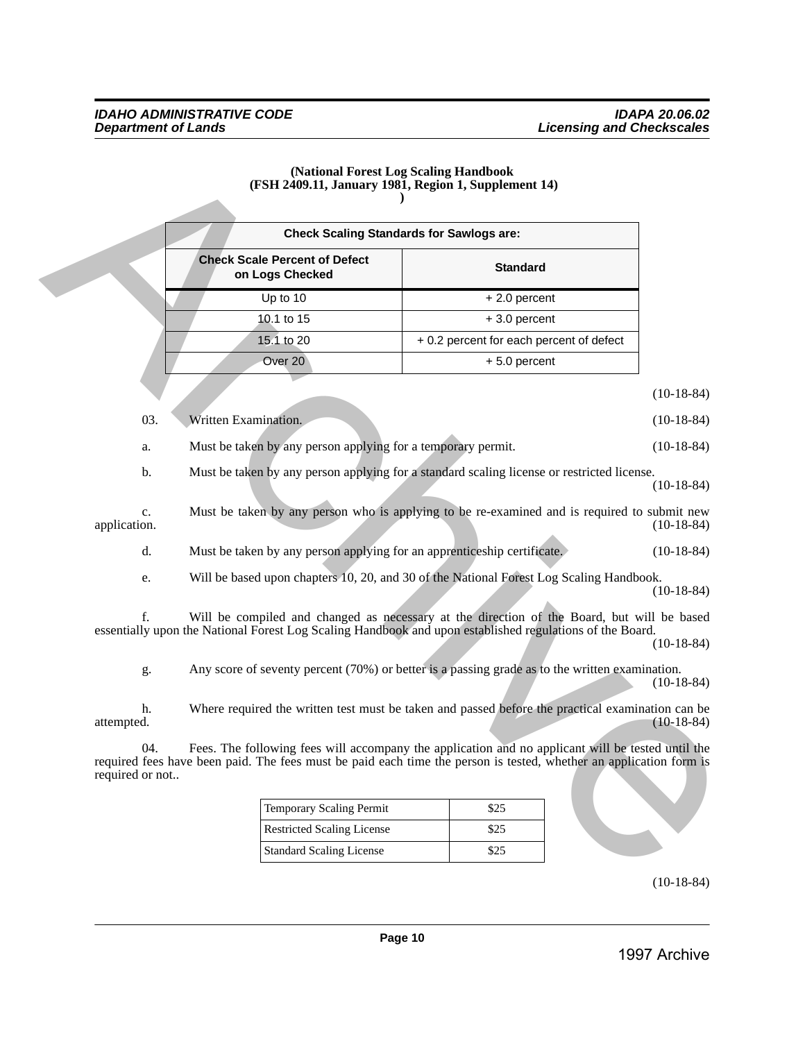**(National Forest Log Scaling Handbook**
**(FSH 2409.11, January 1981, Region 1, Supplement 14)**
**)**

| Check Scaling Standards for Sawlogs are: | |
|---|---|
| **Check Scale Percent of Defect on Logs Checked** | **Standard** |
| Up to 10 | + 2.0 percent |
| 10.1 to 15 | + 3.0 percent |
| 15.1 to 20 | + 0.2 percent for each percent of defect |
| Over 20 | + 5.0 percent |

(10-18-84)

03. Written Examination. (10-18-84)

a. Must be taken by any person applying for a temporary permit. (10-18-84)

b. Must be taken by any person applying for a standard scaling license or restricted license. (10-18-84)

c. Must be taken by any person who is applying to be re-examined and is required to submit new application. (10-18-84)

d. Must be taken by any person applying for an apprenticeship certificate. (10-18-84)

e. Will be based upon chapters 10, 20, and 30 of the National Forest Log Scaling Handbook. (10-18-84)

f. Will be compiled and changed as necessary at the direction of the Board, but will be based essentially upon the National Forest Log Scaling Handbook and upon established regulations of the Board. (10-18-84)

g. Any score of seventy percent (70%) or better is a passing grade as to the written examination. (10-18-84)

h. Where required the written test must be taken and passed before the practical examination can be attempted. (10-18-84)

04. Fees. The following fees will accompany the application and no applicant will be tested until the required fees have been paid. The fees must be paid each time the person is tested, whether an application form is required or not..

| | |
|---|---|
| Temporary Scaling Permit | $25 |
| Restricted Scaling License | $25 |
| Standard Scaling License | $25 |

(10-18-84)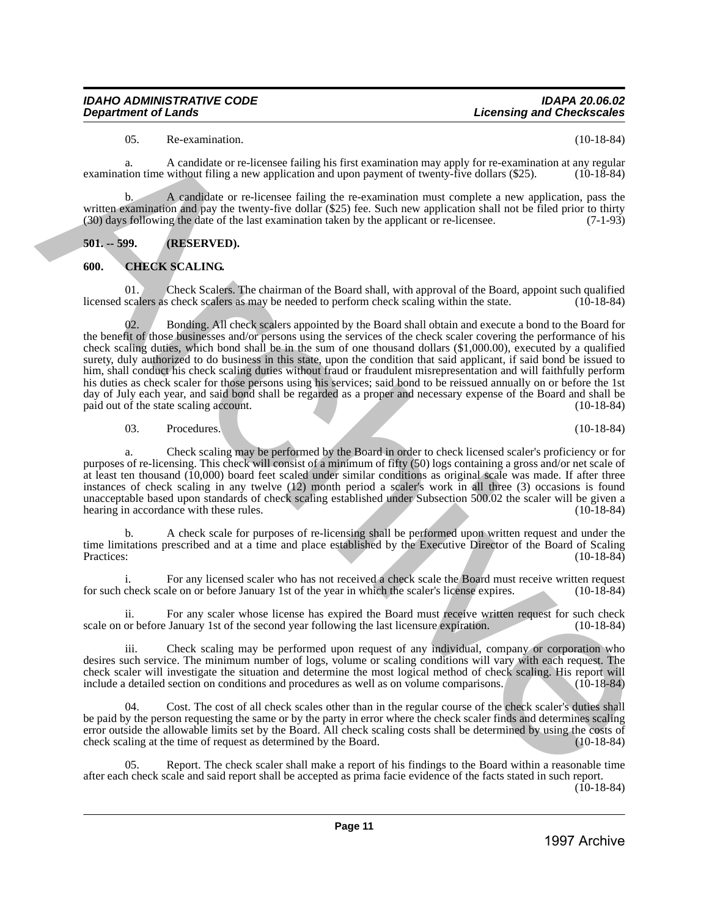05. Re-examination. (10-18-84)

a. A candidate or re-licensee failing his first examination may apply for re-examination at any regular examination time without filing a new application and upon payment of twenty-five dollars ($25). (10-18-84)

b. A candidate or re-licensee failing the re-examination must complete a new application, pass the written examination and pay the twenty-five dollar ($25) fee. Such new application shall not be filed prior to thirty (30) days following the date of the last examination taken by the applicant or re-licensee. (7-1-93)

**501. -- 599. (RESERVED).**

**600. CHECK SCALING.**

01. Check Scalers. The chairman of the Board shall, with approval of the Board, appoint such qualified licensed scalers as check scalers as may be needed to perform check scaling within the state. (10-18-84)

02. Bonding. All check scalers appointed by the Board shall obtain and execute a bond to the Board for the benefit of those businesses and/or persons using the services of the check scaler covering the performance of his check scaling duties, which bond shall be in the sum of one thousand dollars ($1,000.00), executed by a qualified surety, duly authorized to do business in this state, upon the condition that said applicant, if said bond be issued to him, shall conduct his check scaling duties without fraud or fraudulent misrepresentation and will faithfully perform his duties as check scaler for those persons using his services; said bond to be reissued annually on or before the 1st day of July each year, and said bond shall be regarded as a proper and necessary expense of the Board and shall be paid out of the state scaling account. (10-18-84)

03. Procedures. (10-18-84)

a. Check scaling may be performed by the Board in order to check licensed scaler's proficiency or for purposes of re-licensing. This check will consist of a minimum of fifty (50) logs containing a gross and/or net scale of at least ten thousand (10,000) board feet scaled under similar conditions as original scale was made. If after three instances of check scaling in any twelve (12) month period a scaler's work in all three (3) occasions is found unacceptable based upon standards of check scaling established under Subsection 500.02 the scaler will be given a hearing in accordance with these rules. (10-18-84)

b. A check scale for purposes of re-licensing shall be performed upon written request and under the time limitations prescribed and at a time and place established by the Executive Director of the Board of Scaling Practices: (10-18-84)

i. For any licensed scaler who has not received a check scale the Board must receive written request for such check scale on or before January 1st of the year in which the scaler's license expires. (10-18-84)

ii. For any scaler whose license has expired the Board must receive written request for such check scale on or before January 1st of the second year following the last licensure expiration. (10-18-84)

iii. Check scaling may be performed upon request of any individual, company or corporation who desires such service. The minimum number of logs, volume or scaling conditions will vary with each request. The check scaler will investigate the situation and determine the most logical method of check scaling. His report will include a detailed section on conditions and procedures as well as on volume comparisons. (10-18-84)

04. Cost. The cost of all check scales other than in the regular course of the check scaler's duties shall be paid by the person requesting the same or by the party in error where the check scaler finds and determines scaling error outside the allowable limits set by the Board. All check scaling costs shall be determined by using the costs of check scaling at the time of request as determined by the Board. (10-18-84)

05. Report. The check scaler shall make a report of his findings to the Board within a reasonable time after each check scale and said report shall be accepted as prima facie evidence of the facts stated in such report. (10-18-84)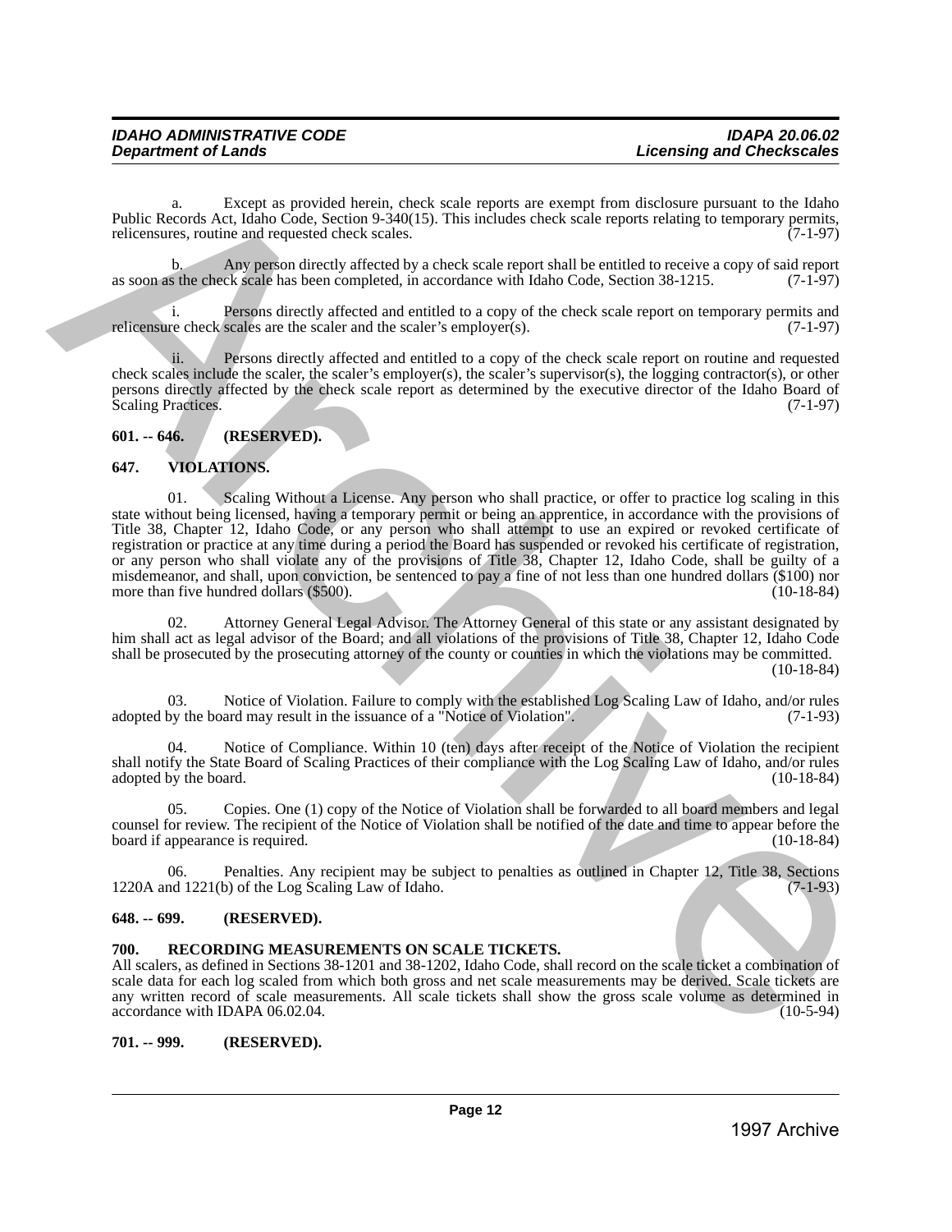a. Except as provided herein, check scale reports are exempt from disclosure pursuant to the Idaho Public Records Act, Idaho Code, Section 9-340(15). This includes check scale reports relating to temporary permits, relicensures, routine and requested check scales. (7-1-97)

b. Any person directly affected by a check scale report shall be entitled to receive a copy of said report as soon as the check scale has been completed, in accordance with Idaho Code, Section 38-1215. (7-1-97)

i. Persons directly affected and entitled to a copy of the check scale report on temporary permits and relicensure check scales are the scaler and the scaler's employer(s). (7-1-97)

ii. Persons directly affected and entitled to a copy of the check scale report on routine and requested check scales include the scaler, the scaler's employer(s), the scaler's supervisor(s), the logging contractor(s), or other persons directly affected by the check scale report as determined by the executive director of the Idaho Board of Scaling Practices. (7-1-97)

**601. -- 646. (RESERVED).**

**647. VIOLATIONS.**

01. Scaling Without a License. Any person who shall practice, or offer to practice log scaling in this state without being licensed, having a temporary permit or being an apprentice, in accordance with the provisions of Title 38, Chapter 12, Idaho Code, or any person who shall attempt to use an expired or revoked certificate of registration or practice at any time during a period the Board has suspended or revoked his certificate of registration, or any person who shall violate any of the provisions of Title 38, Chapter 12, Idaho Code, shall be guilty of a misdemeanor, and shall, upon conviction, be sentenced to pay a fine of not less than one hundred dollars ($100) nor more than five hundred dollars ($500). (10-18-84)

02. Attorney General Legal Advisor. The Attorney General of this state or any assistant designated by him shall act as legal advisor of the Board; and all violations of the provisions of Title 38, Chapter 12, Idaho Code shall be prosecuted by the prosecuting attorney of the county or counties in which the violations may be committed. (10-18-84)

03. Notice of Violation. Failure to comply with the established Log Scaling Law of Idaho, and/or rules adopted by the board may result in the issuance of a "Notice of Violation". (7-1-93)

04. Notice of Compliance. Within 10 (ten) days after receipt of the Notice of Violation the recipient shall notify the State Board of Scaling Practices of their compliance with the Log Scaling Law of Idaho, and/or rules adopted by the board. (10-18-84)

05. Copies. One (1) copy of the Notice of Violation shall be forwarded to all board members and legal counsel for review. The recipient of the Notice of Violation shall be notified of the date and time to appear before the board if appearance is required. (10-18-84)

06. Penalties. Any recipient may be subject to penalties as outlined in Chapter 12, Title 38, Sections 1220A and 1221(b) of the Log Scaling Law of Idaho. (7-1-93)

**648. -- 699. (RESERVED).**

**700. RECORDING MEASUREMENTS ON SCALE TICKETS.**

All scalers, as defined in Sections 38-1201 and 38-1202, Idaho Code, shall record on the scale ticket a combination of scale data for each log scaled from which both gross and net scale measurements may be derived. Scale tickets are any written record of scale measurements. All scale tickets shall show the gross scale volume as determined in accordance with IDAPA 06.02.04. (10-5-94)

**701. -- 999. (RESERVED).**